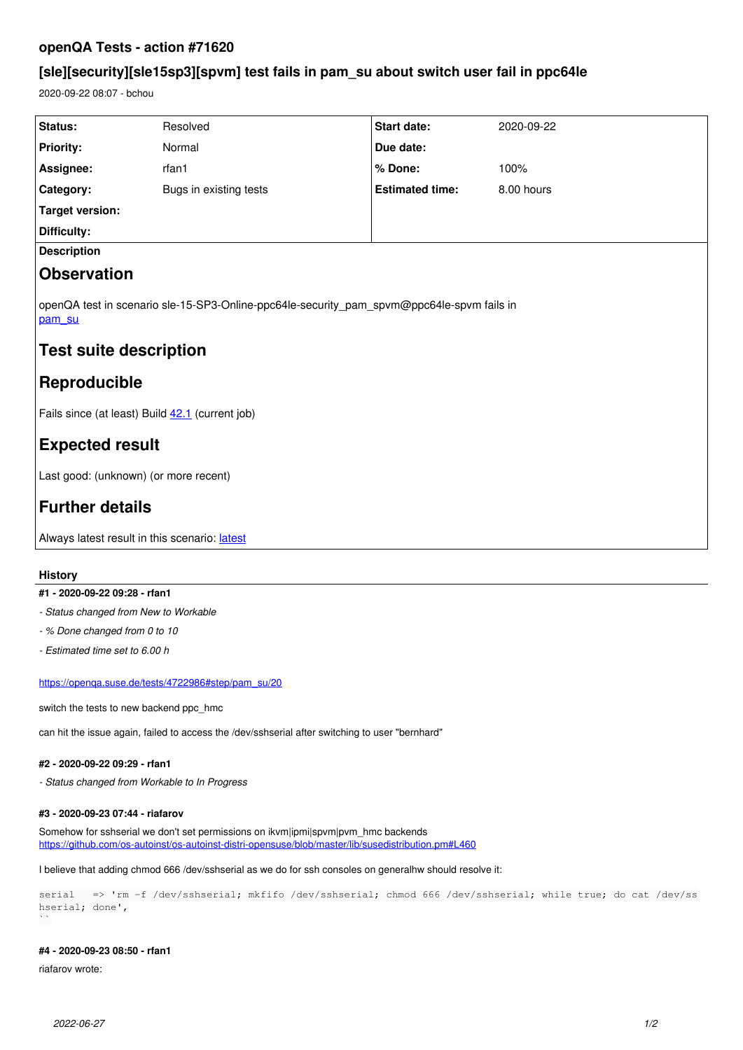# openQA Tests - action #71620

## [sle][security][sle15sp3][spvm] test fails in pam_su about switch user fail in ppc64le

2020-09-22 08:07 - bchou

| Status: | Resolved | Start date: | 2020-09-22 |
|---|---|---|---|
| Priority: | Normal | Due date: | |
| Assignee: | rfan1 | % Done: | 100% |
| Category: | Bugs in existing tests | Estimated time: | 8.00 hours |
| Target version: | | | |
| Difficulty: | | | |

**Description**

## Observation

openQA test in scenario sle-15-SP3-Online-ppc64le-security_pam_spvm@ppc64le-spvm fails in [pam_su](pam_su)

## Test suite description

## Reproducible

Fails since (at least) Build [42.1](42.1) (current job)

## Expected result

Last good: (unknown) (or more recent)

## Further details

Always latest result in this scenario: [latest](latest)

### History

**#1 - 2020-09-22 09:28 - rfan1**

- *Status changed from New to Workable*
- *% Done changed from 0 to 10*
- *Estimated time set to 6.00 h*

https://openqa.suse.de/tests/4722986#step/pam_su/20

switch the tests to new backend ppc_hmc

can hit the issue again, failed to access the /dev/sshserial after switching to user "bernhard"

**#2 - 2020-09-22 09:29 - rfan1**

- *Status changed from Workable to In Progress*

**#3 - 2020-09-23 07:44 - riafarov**

Somehow for sshserial we don't set permissions on ikvm|ipmi|spvm|pvm_hmc backends
https://github.com/os-autoinst/os-autoinst-distri-opensuse/blob/master/lib/susedistribution.pm#L460

I believe that adding chmod 666 /dev/sshserial as we do for ssh consoles on generalhw should resolve it:

```
serial    => 'rm -f /dev/sshserial; mkfifo /dev/sshserial; chmod 666 /dev/sshserial; while true; do cat /dev/sshserial; done',
``
```

**#4 - 2020-09-23 08:50 - rfan1**

riafarov wrote: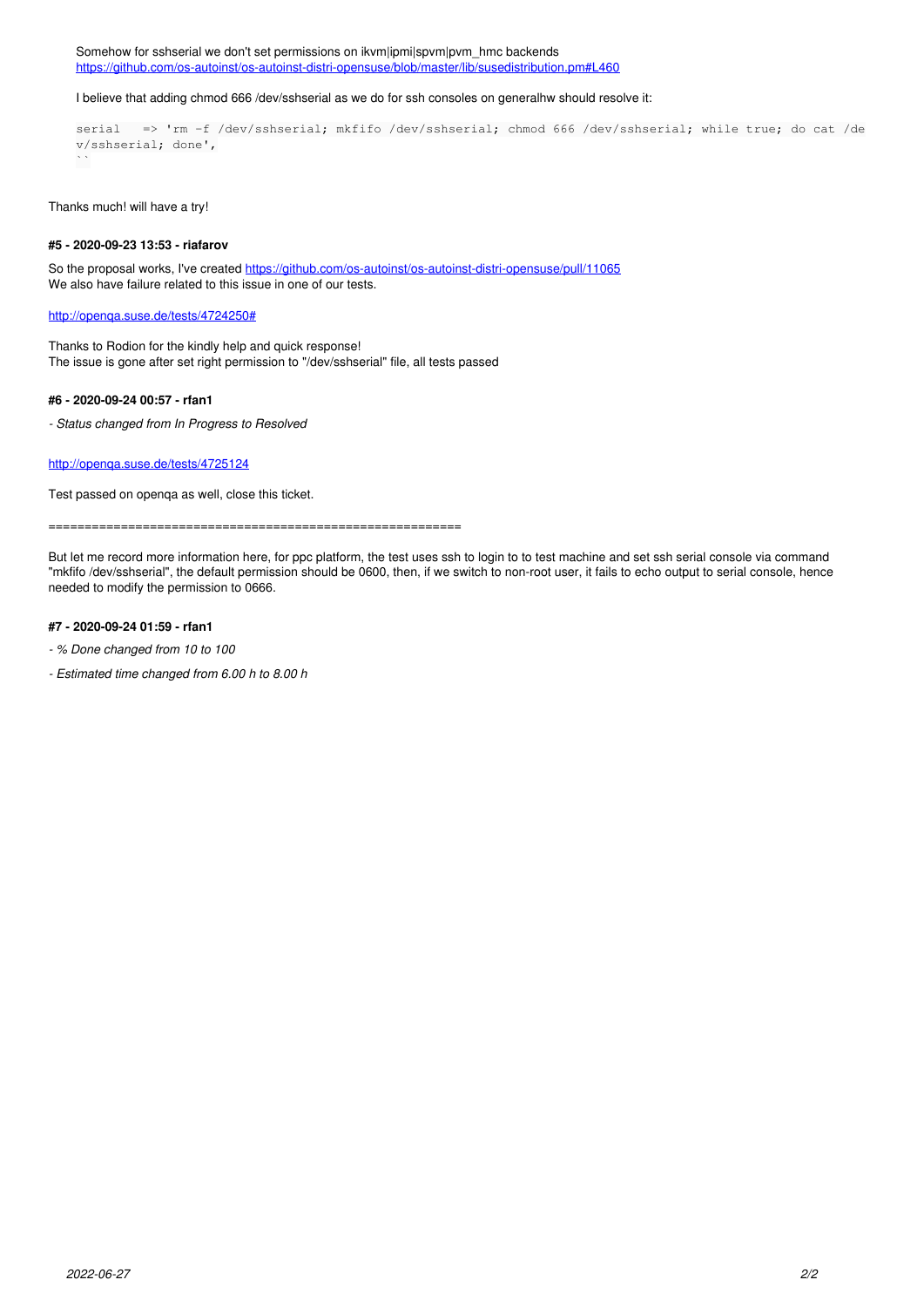> Somehow for sshserial we don't set permissions on ikvm|ipmi|spvm|pvm_hmc backends
> https://github.com/os-autoinst/os-autoinst-distri-opensuse/blob/master/lib/susedistribution.pm#L460
>
> I believe that adding chmod 666 /dev/sshserial as we do for ssh consoles on generalhw should resolve it:
>
> ```
> serial   => 'rm -f /dev/sshserial; mkfifo /dev/sshserial; chmod 666 /dev/sshserial; while true; do cat /dev/sshserial; done',
> ``
> ```

Thanks much! will have a try!

#### #5 - 2020-09-23 13:53 - riafarov

So the proposal works, I've created https://github.com/os-autoinst/os-autoinst-distri-opensuse/pull/11065
We also have failure related to this issue in one of our tests.

http://openqa.suse.de/tests/4724250#

Thanks to Rodion for the kindly help and quick response!
The issue is gone after set right permission to "/dev/sshserial" file, all tests passed

#### #6 - 2020-09-24 00:57 - rfan1

*- Status changed from In Progress to Resolved*

http://openqa.suse.de/tests/4725124

Test passed on openqa as well, close this ticket.

========================================================

But let me record more information here, for ppc platform, the test uses ssh to login to to test machine and set ssh serial console via command "mkfifo /dev/sshserial", the default permission should be 0600, then, if we switch to non-root user, it fails to echo output to serial console, hence needed to modify the permission to 0666.

#### #7 - 2020-09-24 01:59 - rfan1

*- % Done changed from 10 to 100*

*- Estimated time changed from 6.00 h to 8.00 h*